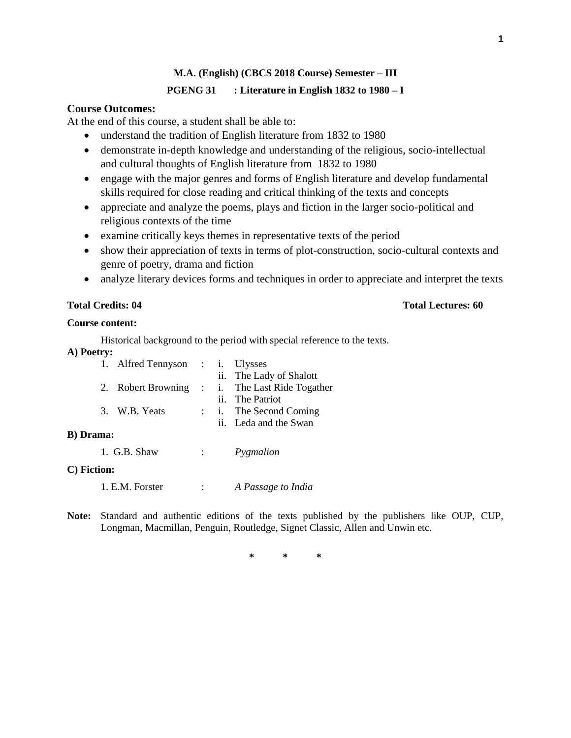**M.A. (English) (CBCS 2018 Course) Semester – III**

**PGENG 31 : Literature in English 1832 to 1980 – I**

### Course Outcomes:

At the end of this course, a student shall be able to:

- understand the tradition of English literature from 1832 to 1980
- demonstrate in-depth knowledge and understanding of the religious, socio-intellectual and cultural thoughts of English literature from 1832 to 1980
- engage with the major genres and forms of English literature and develop fundamental skills required for close reading and critical thinking of the texts and concepts
- appreciate and analyze the poems, plays and fiction in the larger socio-political and religious contexts of the time
- examine critically keys themes in representative texts of the period
- show their appreciation of texts in terms of plot-construction, socio-cultural contexts and genre of poetry, drama and fiction
- analyze literary devices forms and techniques in order to appreciate and interpret the texts

**Total Credits: 04** **Total Lectures: 60**

**Course content:**

Historical background to the period with special reference to the texts.

**A) Poetry:**

1. Alfred Tennyson : i. Ulysses
   ii. The Lady of Shalott
2. Robert Browning : i. The Last Ride Togather
   ii. The Patriot
3. W.B. Yeats : i. The Second Coming
   ii. Leda and the Swan

**B) Drama:**

1. G.B. Shaw : *Pygmalion*

**C) Fiction:**

1. E.M. Forster : *A Passage to India*

**Note:** Standard and authentic editions of the texts published by the publishers like OUP, CUP, Longman, Macmillan, Penguin, Routledge, Signet Classic, Allen and Unwin etc.

\* \* \*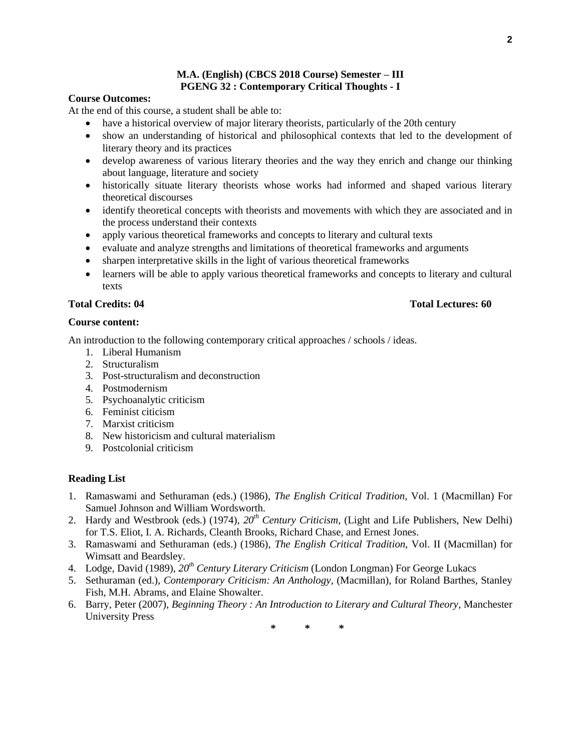**M.A. (English) (CBCS 2018 Course) Semester – III**
**PGENG 32 : Contemporary Critical Thoughts - I**

**Course Outcomes:**

At the end of this course, a student shall be able to:

- have a historical overview of major literary theorists, particularly of the 20th century
- show an understanding of historical and philosophical contexts that led to the development of literary theory and its practices
- develop awareness of various literary theories and the way they enrich and change our thinking about language, literature and society
- historically situate literary theorists whose works had informed and shaped various literary theoretical discourses
- identify theoretical concepts with theorists and movements with which they are associated and in the process understand their contexts
- apply various theoretical frameworks and concepts to literary and cultural texts
- evaluate and analyze strengths and limitations of theoretical frameworks and arguments
- sharpen interpretative skills in the light of various theoretical frameworks
- learners will be able to apply various theoretical frameworks and concepts to literary and cultural texts

**Total Credits: 04** **Total Lectures: 60**

**Course content:**

An introduction to the following contemporary critical approaches / schools / ideas.

1. Liberal Humanism
2. Structuralism
3. Post-structuralism and deconstruction
4. Postmodernism
5. Psychoanalytic criticism
6. Feminist citicism
7. Marxist criticism
8. New historicism and cultural materialism
9. Postcolonial criticism

**Reading List**

1. Ramaswami and Sethuraman (eds.) (1986), *The English Critical Tradition*, Vol. 1 (Macmillan) For Samuel Johnson and William Wordsworth.
2. Hardy and Westbrook (eds.) (1974), *20th Century Criticism*, (Light and Life Publishers, New Delhi) for T.S. Eliot, I. A. Richards, Cleanth Brooks, Richard Chase, and Ernest Jones.
3. Ramaswami and Sethuraman (eds.) (1986), *The English Critical Tradition*, Vol. II (Macmillan) for Wimsatt and Beardsley.
4. Lodge, David (1989), *20th Century Literary Criticism* (London Longman) For George Lukacs
5. Sethuraman (ed.), *Contemporary Criticism: An Anthology*, (Macmillan), for Roland Barthes, Stanley Fish, M.H. Abrams, and Elaine Showalter.
6. Barry, Peter (2007), *Beginning Theory : An Introduction to Literary and Cultural Theory*, Manchester University Press

\* \* \*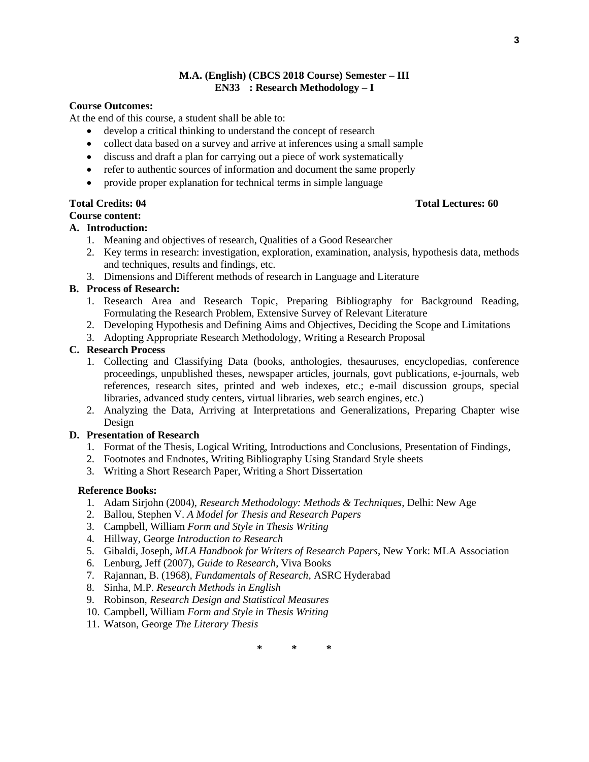**M.A. (English) (CBCS 2018 Course) Semester – III**
**EN33 : Research Methodology – I**

**Course Outcomes:**

At the end of this course, a student shall be able to:

- develop a critical thinking to understand the concept of research
- collect data based on a survey and arrive at inferences using a small sample
- discuss and draft a plan for carrying out a piece of work systematically
- refer to authentic sources of information and document the same properly
- provide proper explanation for technical terms in simple language

**Total Credits: 04** **Total Lectures: 60**

**Course content:**

**A. Introduction:**

1. Meaning and objectives of research, Qualities of a Good Researcher
2. Key terms in research: investigation, exploration, examination, analysis, hypothesis data, methods and techniques, results and findings, etc.
3. Dimensions and Different methods of research in Language and Literature

**B. Process of Research:**

1. Research Area and Research Topic, Preparing Bibliography for Background Reading, Formulating the Research Problem, Extensive Survey of Relevant Literature
2. Developing Hypothesis and Defining Aims and Objectives, Deciding the Scope and Limitations
3. Adopting Appropriate Research Methodology, Writing a Research Proposal

**C. Research Process**

1. Collecting and Classifying Data (books, anthologies, thesauruses, encyclopedias, conference proceedings, unpublished theses, newspaper articles, journals, govt publications, e-journals, web references, research sites, printed and web indexes, etc.; e-mail discussion groups, special libraries, advanced study centers, virtual libraries, web search engines, etc.)
2. Analyzing the Data, Arriving at Interpretations and Generalizations, Preparing Chapter wise Design

**D. Presentation of Research**

1. Format of the Thesis, Logical Writing, Introductions and Conclusions, Presentation of Findings,
2. Footnotes and Endnotes, Writing Bibliography Using Standard Style sheets
3. Writing a Short Research Paper, Writing a Short Dissertation

**Reference Books:**

1. Adam Sirjohn (2004), *Research Methodology: Methods & Techniques*, Delhi: New Age
2. Ballou, Stephen V. *A Model for Thesis and Research Papers*
3. Campbell, William *Form and Style in Thesis Writing*
4. Hillway, George *Introduction to Research*
5. Gibaldi, Joseph, *MLA Handbook for Writers of Research Papers*, New York: MLA Association
6. Lenburg, Jeff (2007), *Guide to Research*, Viva Books
7. Rajannan, B. (1968), *Fundamentals of Research*, ASRC Hyderabad
8. Sinha, M.P. *Research Methods in English*
9. Robinson, *Research Design and Statistical Measures*
10. Campbell, William *Form and Style in Thesis Writing*
11. Watson, George *The Literary Thesis*

\* \* \*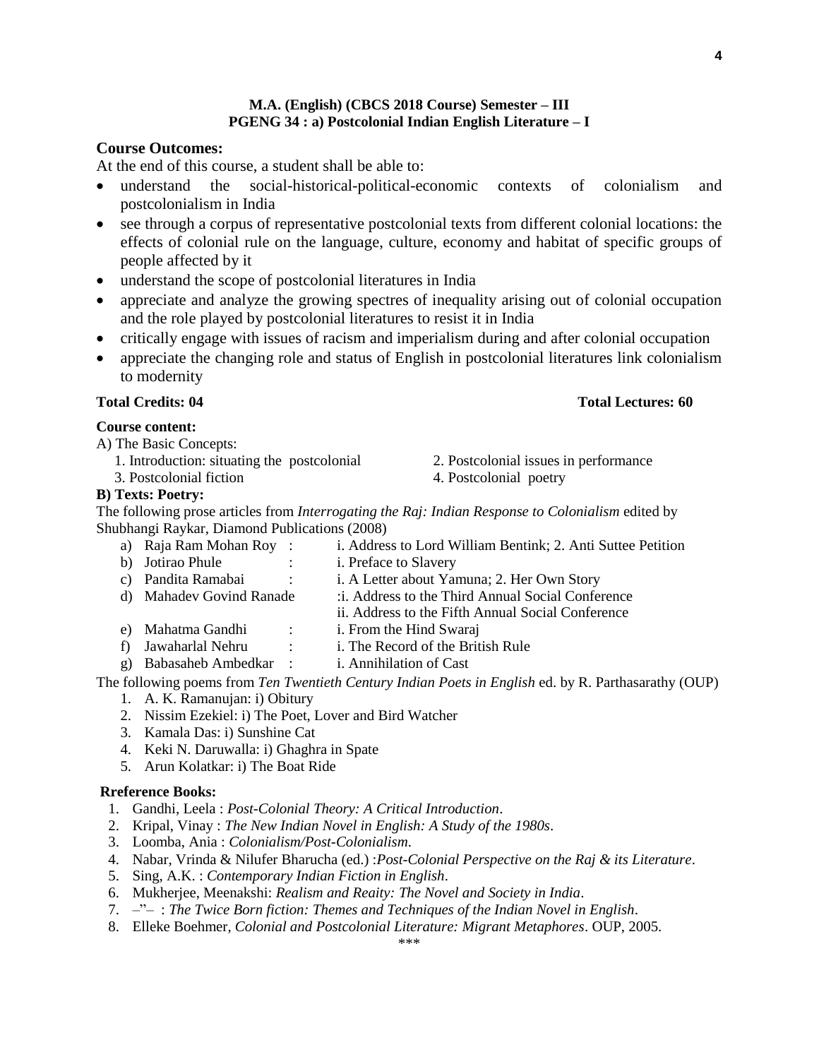**M.A. (English) (CBCS 2018 Course) Semester – III**
**PGENG 34 : a) Postcolonial Indian English Literature – I**

## Course Outcomes:

At the end of this course, a student shall be able to:

- understand the social-historical-political-economic contexts of colonialism and postcolonialism in India
- see through a corpus of representative postcolonial texts from different colonial locations: the effects of colonial rule on the language, culture, economy and habitat of specific groups of people affected by it
- understand the scope of postcolonial literatures in India
- appreciate and analyze the growing spectres of inequality arising out of colonial occupation and the role played by postcolonial literatures to resist it in India
- critically engage with issues of racism and imperialism during and after colonial occupation
- appreciate the changing role and status of English in postcolonial literatures link colonialism to modernity

**Total Credits: 04** **Total Lectures: 60**

**Course content:**

A) The Basic Concepts:

1. Introduction: situating the postcolonial
2. Postcolonial issues in performance
3. Postcolonial fiction
4. Postcolonial poetry

**B) Texts: Poetry:**

The following prose articles from *Interrogating the Raj: Indian Response to Colonialism* edited by Shubhangi Raykar, Diamond Publications (2008)

a) Raja Ram Mohan Roy : i. Address to Lord William Bentink; 2. Anti Suttee Petition
b) Jotirao Phule : i. Preface to Slavery
c) Pandita Ramabai : i. A Letter about Yamuna; 2. Her Own Story
d) Mahadev Govind Ranade :i. Address to the Third Annual Social Conference
ii. Address to the Fifth Annual Social Conference
e) Mahatma Gandhi : i. From the Hind Swaraj
f) Jawaharlal Nehru : i. The Record of the British Rule
g) Babasaheb Ambedkar : i. Annihilation of Cast

The following poems from *Ten Twentieth Century Indian Poets in English* ed. by R. Parthasarathy (OUP)

1. A. K. Ramanujan: i) Obitury
2. Nissim Ezekiel: i) The Poet, Lover and Bird Watcher
3. Kamala Das: i) Sunshine Cat
4. Keki N. Daruwalla: i) Ghaghra in Spate
5. Arun Kolatkar: i) The Boat Ride

**Rreference Books:**

1. Gandhi, Leela : *Post-Colonial Theory: A Critical Introduction*.
2. Kripal, Vinay : *The New Indian Novel in English: A Study of the 1980s*.
3. Loomba, Ania : *Colonialism/Post-Colonialism*.
4. Nabar, Vrinda & Nilufer Bharucha (ed.) :*Post-Colonial Perspective on the Raj & its Literature*.
5. Sing, A.K. : *Contemporary Indian Fiction in English*.
6. Mukherjee, Meenakshi: *Realism and Reaity: The Novel and Society in India*.
7. –"– : *The Twice Born fiction: Themes and Techniques of the Indian Novel in English*.
8. Elleke Boehmer, *Colonial and Postcolonial Literature: Migrant Metaphores*. OUP, 2005.

\*\*\*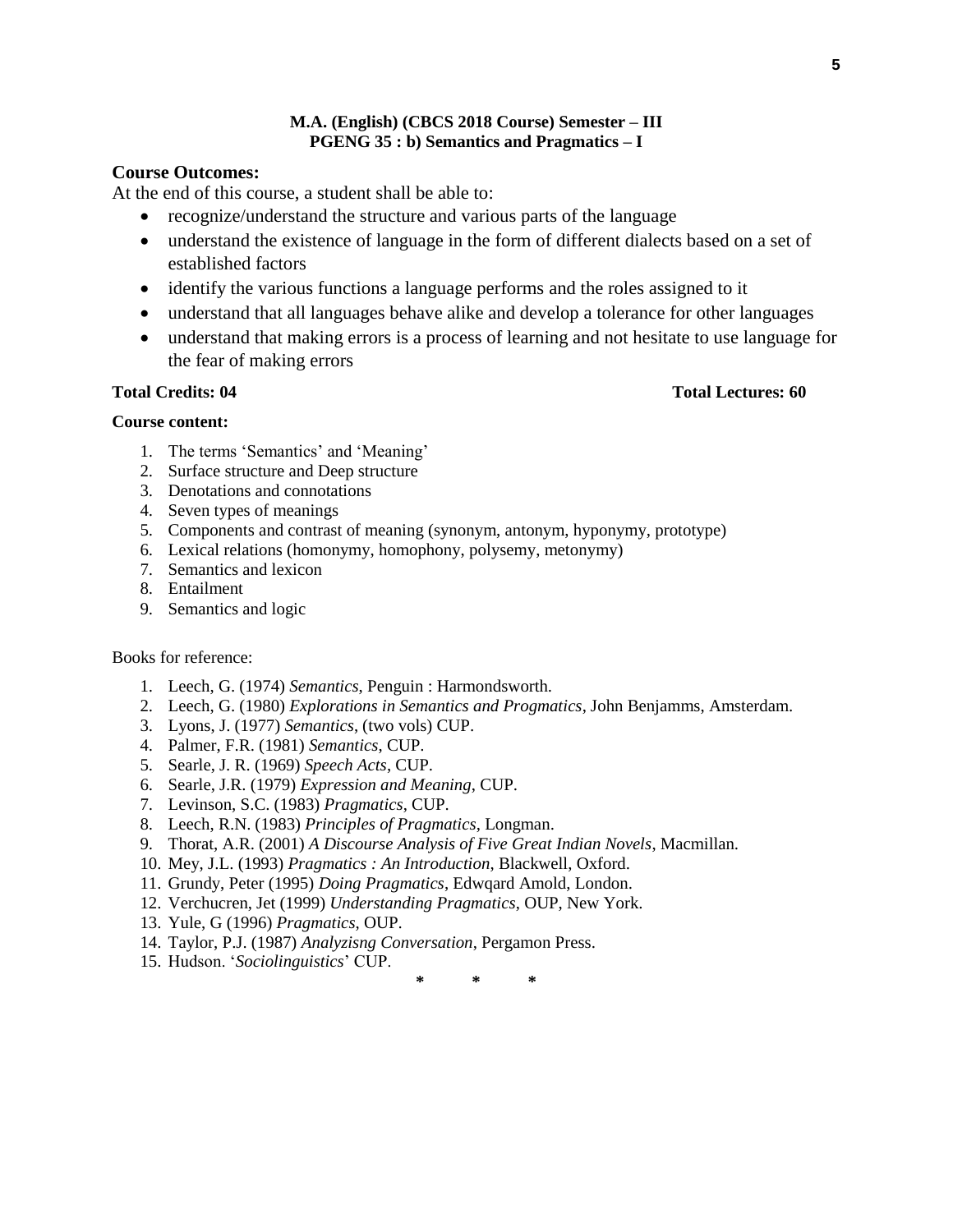**M.A. (English) (CBCS 2018 Course) Semester – III**
**PGENG 35 : b) Semantics and Pragmatics – I**

## Course Outcomes:

At the end of this course, a student shall be able to:

- recognize/understand the structure and various parts of the language
- understand the existence of language in the form of different dialects based on a set of established factors
- identify the various functions a language performs and the roles assigned to it
- understand that all languages behave alike and develop a tolerance for other languages
- understand that making errors is a process of learning and not hesitate to use language for the fear of making errors

**Total Credits: 04** **Total Lectures: 60**

**Course content:**

1. The terms 'Semantics' and 'Meaning'
2. Surface structure and Deep structure
3. Denotations and connotations
4. Seven types of meanings
5. Components and contrast of meaning (synonym, antonym, hyponymy, prototype)
6. Lexical relations (homonymy, homophony, polysemy, metonymy)
7. Semantics and lexicon
8. Entailment
9. Semantics and logic

Books for reference:

1. Leech, G. (1974) *Semantics*, Penguin : Harmondsworth.
2. Leech, G. (1980) *Explorations in Semantics and Progmatics*, John Benjamms, Amsterdam.
3. Lyons, J. (1977) *Semantics*, (two vols) CUP.
4. Palmer, F.R. (1981) *Semantics*, CUP.
5. Searle, J. R. (1969) *Speech Acts*, CUP.
6. Searle, J.R. (1979) *Expression and Meaning*, CUP.
7. Levinson, S.C. (1983) *Pragmatics*, CUP.
8. Leech, R.N. (1983) *Principles of Pragmatics*, Longman.
9. Thorat, A.R. (2001) *A Discourse Analysis of Five Great Indian Novels*, Macmillan.
10. Mey, J.L. (1993) *Pragmatics : An Introduction*, Blackwell, Oxford.
11. Grundy, Peter (1995) *Doing Pragmatics*, Edwqard Amold, London.
12. Verchucren, Jet (1999) *Understanding Pragmatics*, OUP, New York.
13. Yule, G (1996) *Pragmatics*, OUP.
14. Taylor, P.J. (1987) *Analyzisng Conversation*, Pergamon Press.
15. Hudson. '*Sociolinguistics*' CUP.

\* \* \*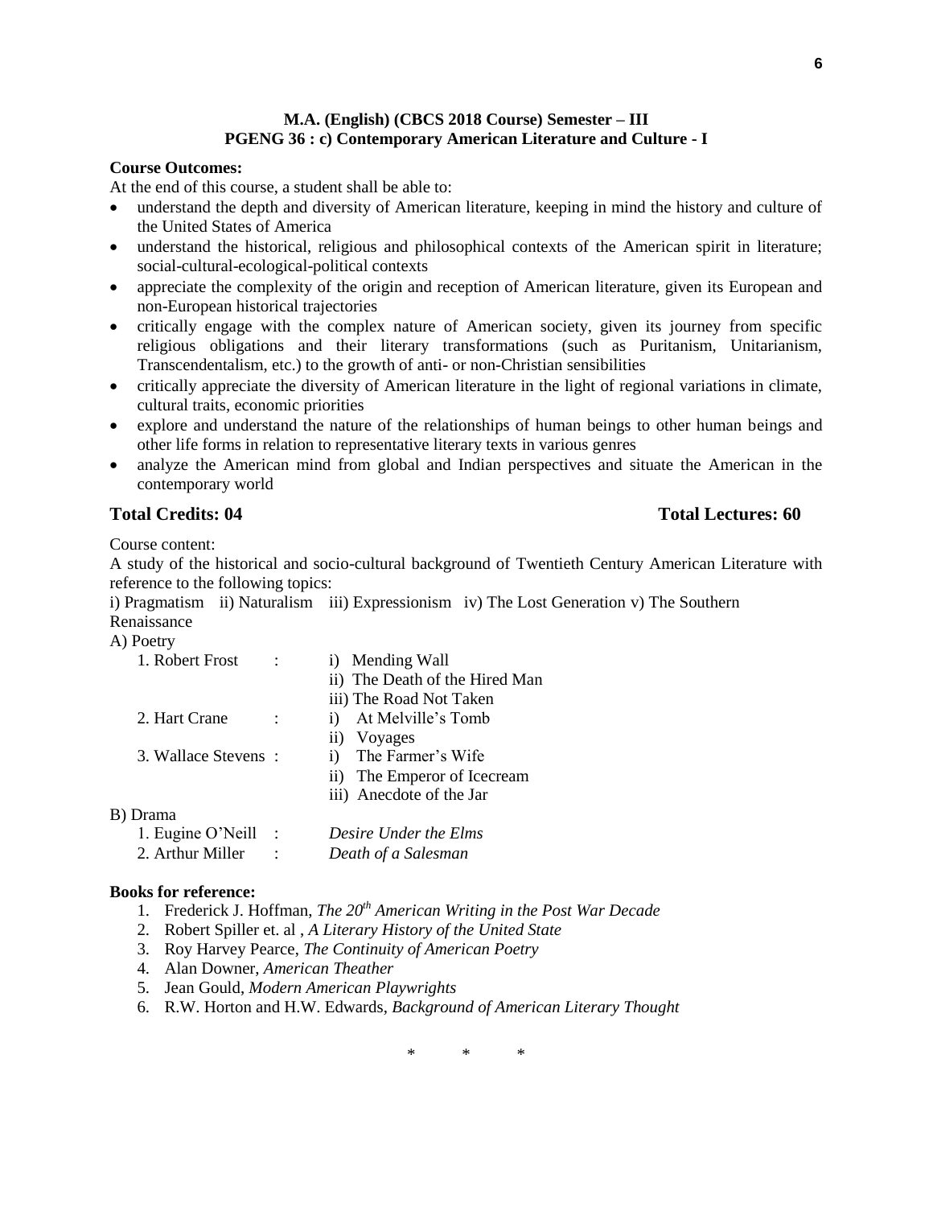**M.A. (English) (CBCS 2018 Course) Semester – III**
**PGENG 36 : c) Contemporary American Literature and Culture - I**

**Course Outcomes:**

At the end of this course, a student shall be able to:

- understand the depth and diversity of American literature, keeping in mind the history and culture of the United States of America
- understand the historical, religious and philosophical contexts of the American spirit in literature; social-cultural-ecological-political contexts
- appreciate the complexity of the origin and reception of American literature, given its European and non-European historical trajectories
- critically engage with the complex nature of American society, given its journey from specific religious obligations and their literary transformations (such as Puritanism, Unitarianism, Transcendentalism, etc.) to the growth of anti- or non-Christian sensibilities
- critically appreciate the diversity of American literature in the light of regional variations in climate, cultural traits, economic priorities
- explore and understand the nature of the relationships of human beings to other human beings and other life forms in relation to representative literary texts in various genres
- analyze the American mind from global and Indian perspectives and situate the American in the contemporary world

**Total Credits: 04** **Total Lectures: 60**

Course content:

A study of the historical and socio-cultural background of Twentieth Century American Literature with reference to the following topics:

i) Pragmatism ii) Naturalism iii) Expressionism iv) The Lost Generation v) The Southern Renaissance

A) Poetry

1. Robert Frost : i) Mending Wall
   ii) The Death of the Hired Man
   iii) The Road Not Taken
2. Hart Crane : i) At Melville's Tomb
   ii) Voyages
3. Wallace Stevens : i) The Farmer's Wife
   ii) The Emperor of Icecream
   iii) Anecdote of the Jar

B) Drama

1. Eugine O'Neill : *Desire Under the Elms*
2. Arthur Miller : *Death of a Salesman*

**Books for reference:**

1. Frederick J. Hoffman, *The 20th American Writing in the Post War Decade*
2. Robert Spiller et. al , *A Literary History of the United State*
3. Roy Harvey Pearce, *The Continuity of American Poetry*
4. Alan Downer, *American Theather*
5. Jean Gould, *Modern American Playwrights*
6. R.W. Horton and H.W. Edwards, *Background of American Literary Thought*

\* \* \*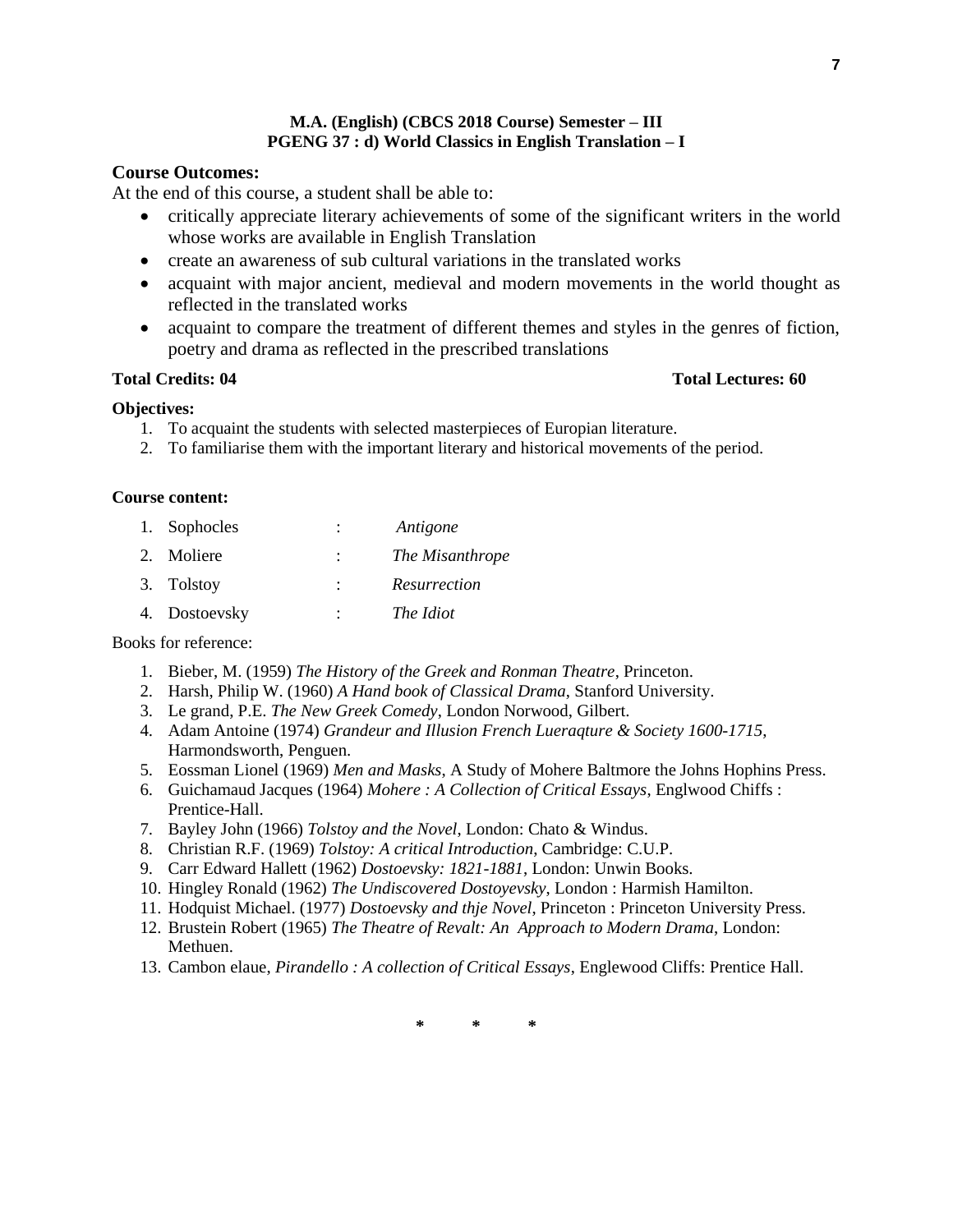**M.A. (English) (CBCS 2018 Course) Semester – III**
**PGENG 37 : d) World Classics in English Translation – I**

## Course Outcomes:

At the end of this course, a student shall be able to:

- critically appreciate literary achievements of some of the significant writers in the world whose works are available in English Translation
- create an awareness of sub cultural variations in the translated works
- acquaint with major ancient, medieval and modern movements in the world thought as reflected in the translated works
- acquaint to compare the treatment of different themes and styles in the genres of fiction, poetry and drama as reflected in the prescribed translations

**Total Credits: 04** **Total Lectures: 60**

**Objectives:**

1. To acquaint the students with selected masterpieces of Europian literature.
2. To familiarise them with the important literary and historical movements of the period.

**Course content:**

1. Sophocles : *Antigone*
2. Moliere : *The Misanthrope*
3. Tolstoy : *Resurrection*
4. Dostoevsky : *The Idiot*

Books for reference:

1. Bieber, M. (1959) *The History of the Greek and Ronman Theatre*, Princeton.
2. Harsh, Philip W. (1960) *A Hand book of Classical Drama*, Stanford University.
3. Le grand, P.E. *The New Greek Comedy*, London Norwood, Gilbert.
4. Adam Antoine (1974) *Grandeur and Illusion French Lueraqture & Society 1600-1715*, Harmondsworth, Penguen.
5. Eossman Lionel (1969) *Men and Masks*, A Study of Mohere Baltmore the Johns Hophins Press.
6. Guichamaud Jacques (1964) *Mohere : A Collection of Critical Essays*, Englwood Chiffs : Prentice-Hall.
7. Bayley John (1966) *Tolstoy and the Novel*, London: Chato & Windus.
8. Christian R.F. (1969) *Tolstoy: A critical Introduction*, Cambridge: C.U.P.
9. Carr Edward Hallett (1962) *Dostoevsky: 1821-1881*, London: Unwin Books.
10. Hingley Ronald (1962) *The Undiscovered Dostoyevsky*, London : Harmish Hamilton.
11. Hodquist Michael. (1977) *Dostoevsky and thje Novel*, Princeton : Princeton University Press.
12. Brustein Robert (1965) *The Theatre of Revalt: An Approach to Modern Drama*, London: Methuen.
13. Cambon elaue, *Pirandello : A collection of Critical Essays*, Englewood Cliffs: Prentice Hall.

\* \* \*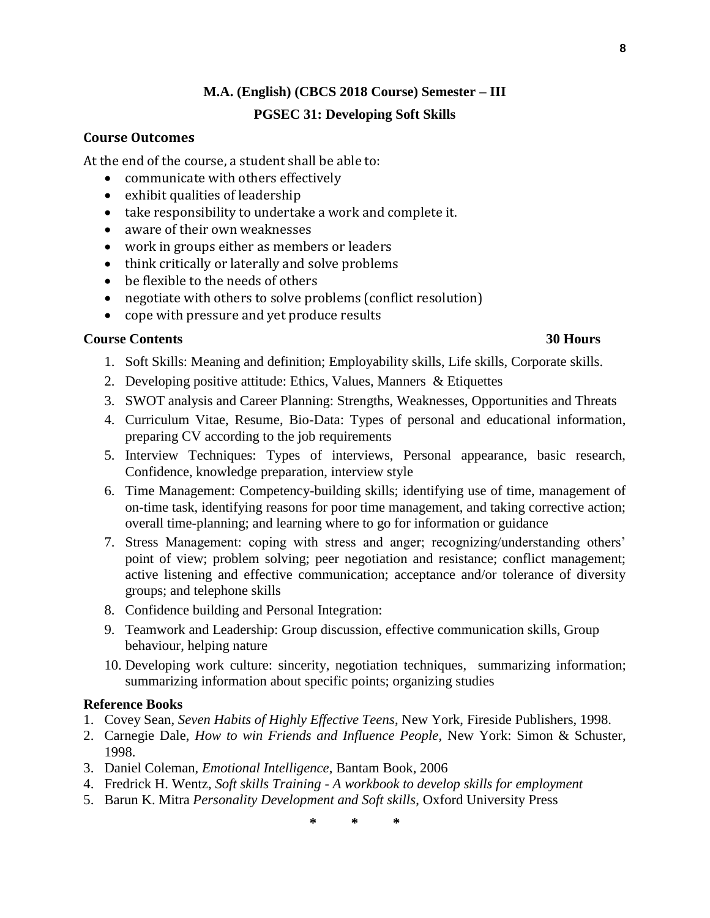## M.A. (English) (CBCS 2018 Course) Semester – III

## PGSEC 31: Developing Soft Skills

### Course Outcomes

At the end of the course, a student shall be able to:

- communicate with others effectively
- exhibit qualities of leadership
- take responsibility to undertake a work and complete it.
- aware of their own weaknesses
- work in groups either as members or leaders
- think critically or laterally and solve problems
- be flexible to the needs of others
- negotiate with others to solve problems (conflict resolution)
- cope with pressure and yet produce results

### Course Contents 30 Hours

1. Soft Skills: Meaning and definition; Employability skills, Life skills, Corporate skills.
2. Developing positive attitude: Ethics, Values, Manners & Etiquettes
3. SWOT analysis and Career Planning: Strengths, Weaknesses, Opportunities and Threats
4. Curriculum Vitae, Resume, Bio-Data: Types of personal and educational information, preparing CV according to the job requirements
5. Interview Techniques: Types of interviews, Personal appearance, basic research, Confidence, knowledge preparation, interview style
6. Time Management: Competency-building skills; identifying use of time, management of on-time task, identifying reasons for poor time management, and taking corrective action; overall time-planning; and learning where to go for information or guidance
7. Stress Management: coping with stress and anger; recognizing/understanding others' point of view; problem solving; peer negotiation and resistance; conflict management; active listening and effective communication; acceptance and/or tolerance of diversity groups; and telephone skills
8. Confidence building and Personal Integration:
9. Teamwork and Leadership: Group discussion, effective communication skills, Group behaviour, helping nature
10. Developing work culture: sincerity, negotiation techniques, summarizing information; summarizing information about specific points; organizing studies

### Reference Books

1. Covey Sean, *Seven Habits of Highly Effective Teens*, New York, Fireside Publishers, 1998.
2. Carnegie Dale, *How to win Friends and Influence People*, New York: Simon & Schuster, 1998.
3. Daniel Coleman, *Emotional Intelligence*, Bantam Book, 2006
4. Fredrick H. Wentz, *Soft skills Training - A workbook to develop skills for employment*
5. Barun K. Mitra *Personality Development and Soft skills*, Oxford University Press

\* \* \*